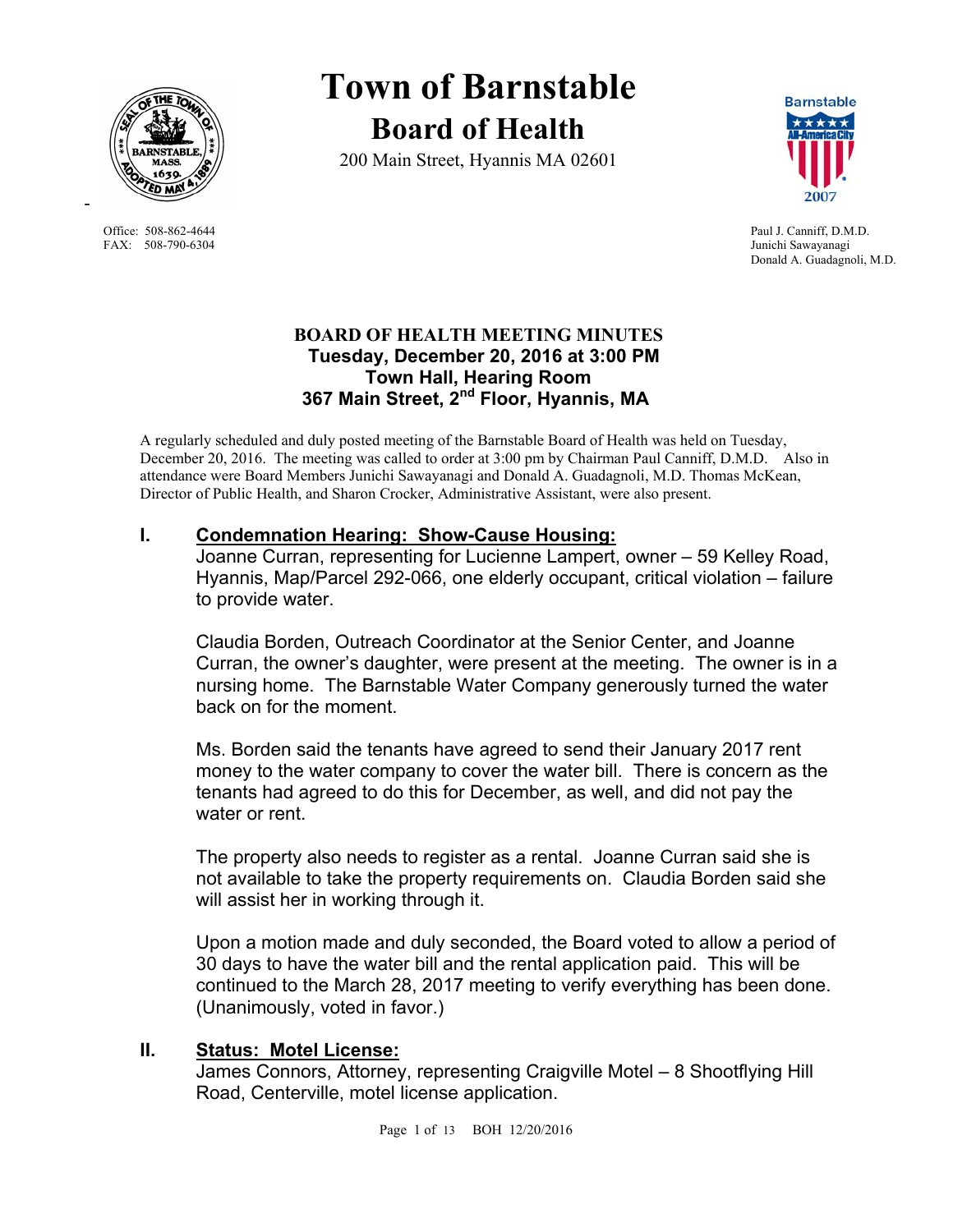# Town of Barnstable

## Board of Health

200 Main Street, Hyannis MA 02601

Office: 508-862-4644
FAX: 508-790-6304

Paul J. Canniff, D.M.D.
Junichi Sawayanagi
Donald A. Guadagnoli, M.D.

### BOARD OF HEALTH MEETING MINUTES
### Tuesday, December 20, 2016 at 3:00 PM
### Town Hall, Hearing Room
### 367 Main Street, 2nd Floor, Hyannis, MA

A regularly scheduled and duly posted meeting of the Barnstable Board of Health was held on Tuesday, December 20, 2016. The meeting was called to order at 3:00 pm by Chairman Paul Canniff, D.M.D. Also in attendance were Board Members Junichi Sawayanagi and Donald A. Guadagnoli, M.D. Thomas McKean, Director of Public Health, and Sharon Crocker, Administrative Assistant, were also present.

## I. Condemnation Hearing: Show-Cause Housing:

Joanne Curran, representing for Lucienne Lampert, owner – 59 Kelley Road, Hyannis, Map/Parcel 292-066, one elderly occupant, critical violation – failure to provide water.

Claudia Borden, Outreach Coordinator at the Senior Center, and Joanne Curran, the owner's daughter, were present at the meeting. The owner is in a nursing home. The Barnstable Water Company generously turned the water back on for the moment.

Ms. Borden said the tenants have agreed to send their January 2017 rent money to the water company to cover the water bill. There is concern as the tenants had agreed to do this for December, as well, and did not pay the water or rent.

The property also needs to register as a rental. Joanne Curran said she is not available to take the property requirements on. Claudia Borden said she will assist her in working through it.

Upon a motion made and duly seconded, the Board voted to allow a period of 30 days to have the water bill and the rental application paid. This will be continued to the March 28, 2017 meeting to verify everything has been done. (Unanimously, voted in favor.)

## II. Status: Motel License:

James Connors, Attorney, representing Craigville Motel – 8 Shootflying Hill Road, Centerville, motel license application.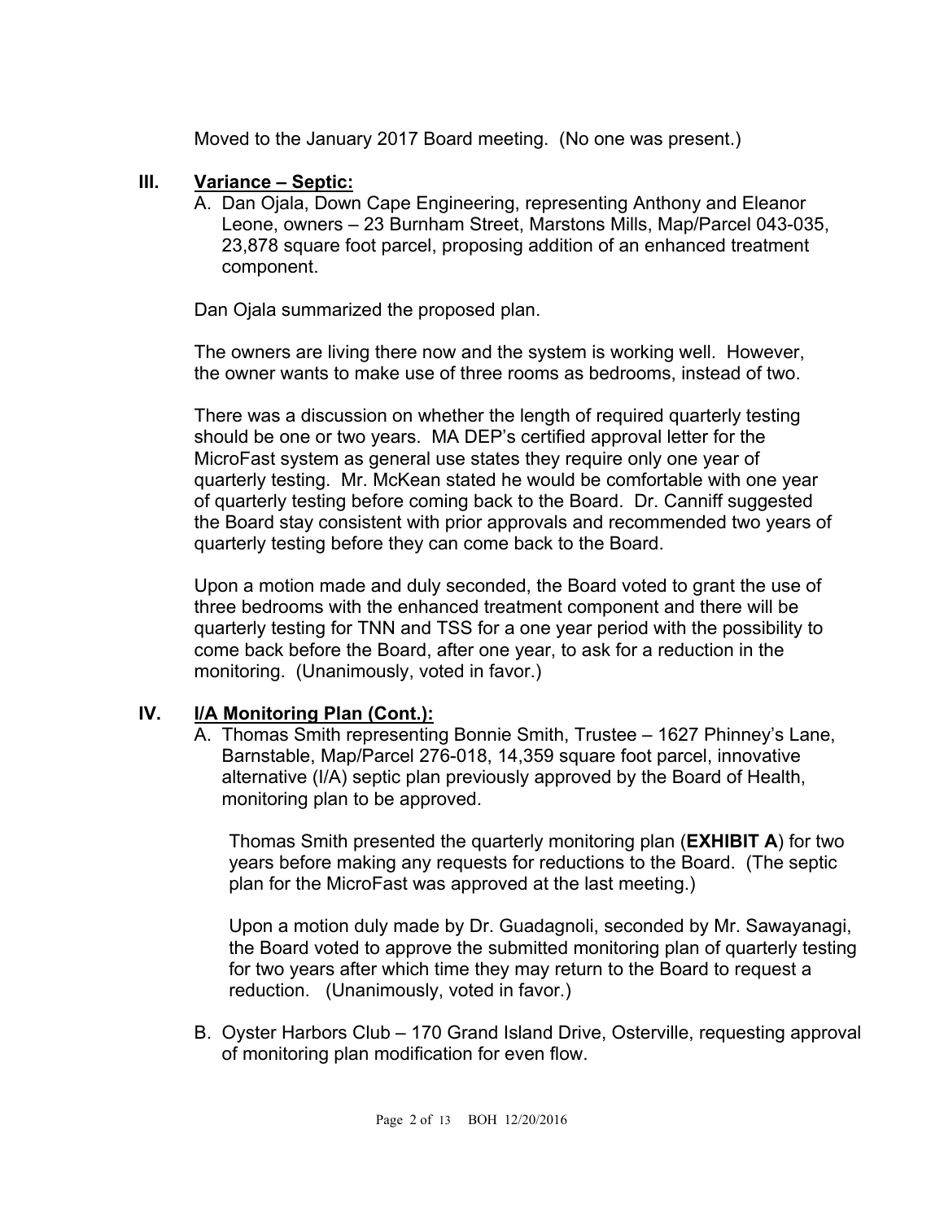Moved to the January 2017 Board meeting. (No one was present.)

## III. Variance – Septic:

A. Dan Ojala, Down Cape Engineering, representing Anthony and Eleanor Leone, owners – 23 Burnham Street, Marstons Mills, Map/Parcel 043-035, 23,878 square foot parcel, proposing addition of an enhanced treatment component.

Dan Ojala summarized the proposed plan.

The owners are living there now and the system is working well. However, the owner wants to make use of three rooms as bedrooms, instead of two.

There was a discussion on whether the length of required quarterly testing should be one or two years. MA DEP's certified approval letter for the MicroFast system as general use states they require only one year of quarterly testing. Mr. McKean stated he would be comfortable with one year of quarterly testing before coming back to the Board. Dr. Canniff suggested the Board stay consistent with prior approvals and recommended two years of quarterly testing before they can come back to the Board.

Upon a motion made and duly seconded, the Board voted to grant the use of three bedrooms with the enhanced treatment component and there will be quarterly testing for TNN and TSS for a one year period with the possibility to come back before the Board, after one year, to ask for a reduction in the monitoring. (Unanimously, voted in favor.)

## IV. I/A Monitoring Plan (Cont.):

A. Thomas Smith representing Bonnie Smith, Trustee – 1627 Phinney's Lane, Barnstable, Map/Parcel 276-018, 14,359 square foot parcel, innovative alternative (I/A) septic plan previously approved by the Board of Health, monitoring plan to be approved.

Thomas Smith presented the quarterly monitoring plan (**EXHIBIT A**) for two years before making any requests for reductions to the Board. (The septic plan for the MicroFast was approved at the last meeting.)

Upon a motion duly made by Dr. Guadagnoli, seconded by Mr. Sawayanagi, the Board voted to approve the submitted monitoring plan of quarterly testing for two years after which time they may return to the Board to request a reduction. (Unanimously, voted in favor.)

B. Oyster Harbors Club – 170 Grand Island Drive, Osterville, requesting approval of monitoring plan modification for even flow.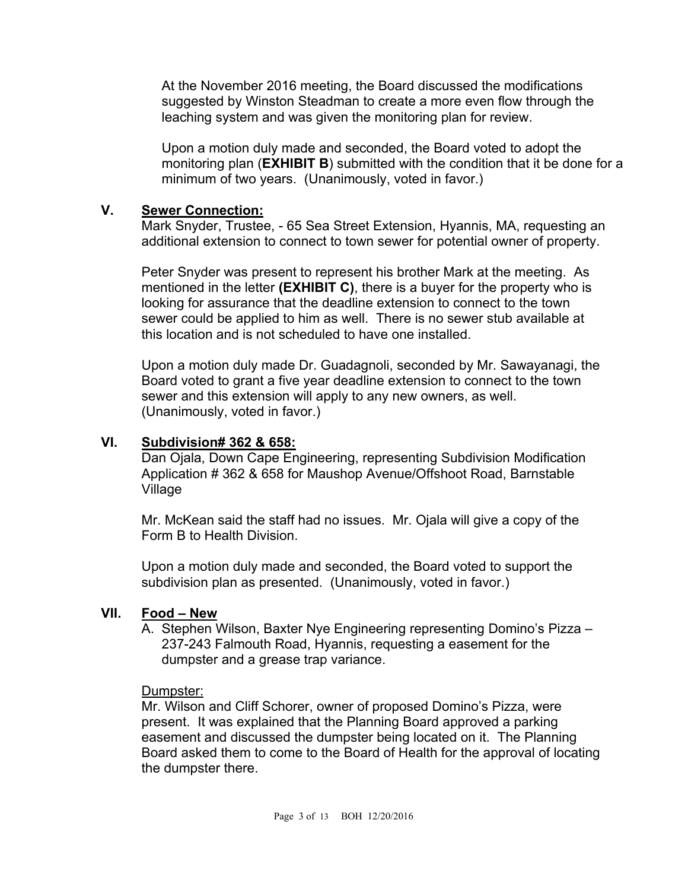At the November 2016 meeting, the Board discussed the modifications suggested by Winston Steadman to create a more even flow through the leaching system and was given the monitoring plan for review.

Upon a motion duly made and seconded, the Board voted to adopt the monitoring plan (**EXHIBIT B**) submitted with the condition that it be done for a minimum of two years. (Unanimously, voted in favor.)

## V. Sewer Connection:

Mark Snyder, Trustee, - 65 Sea Street Extension, Hyannis, MA, requesting an additional extension to connect to town sewer for potential owner of property.

Peter Snyder was present to represent his brother Mark at the meeting. As mentioned in the letter **(EXHIBIT C)**, there is a buyer for the property who is looking for assurance that the deadline extension to connect to the town sewer could be applied to him as well. There is no sewer stub available at this location and is not scheduled to have one installed.

Upon a motion duly made Dr. Guadagnoli, seconded by Mr. Sawayanagi, the Board voted to grant a five year deadline extension to connect to the town sewer and this extension will apply to any new owners, as well. (Unanimously, voted in favor.)

## VI. Subdivision# 362 & 658:

Dan Ojala, Down Cape Engineering, representing Subdivision Modification Application # 362 & 658 for Maushop Avenue/Offshoot Road, Barnstable Village

Mr. McKean said the staff had no issues. Mr. Ojala will give a copy of the Form B to Health Division.

Upon a motion duly made and seconded, the Board voted to support the subdivision plan as presented. (Unanimously, voted in favor.)

## VII. Food – New

A. Stephen Wilson, Baxter Nye Engineering representing Domino's Pizza – 237-243 Falmouth Road, Hyannis, requesting a easement for the dumpster and a grease trap variance.

Dumpster:

Mr. Wilson and Cliff Schorer, owner of proposed Domino's Pizza, were present. It was explained that the Planning Board approved a parking easement and discussed the dumpster being located on it. The Planning Board asked them to come to the Board of Health for the approval of locating the dumpster there.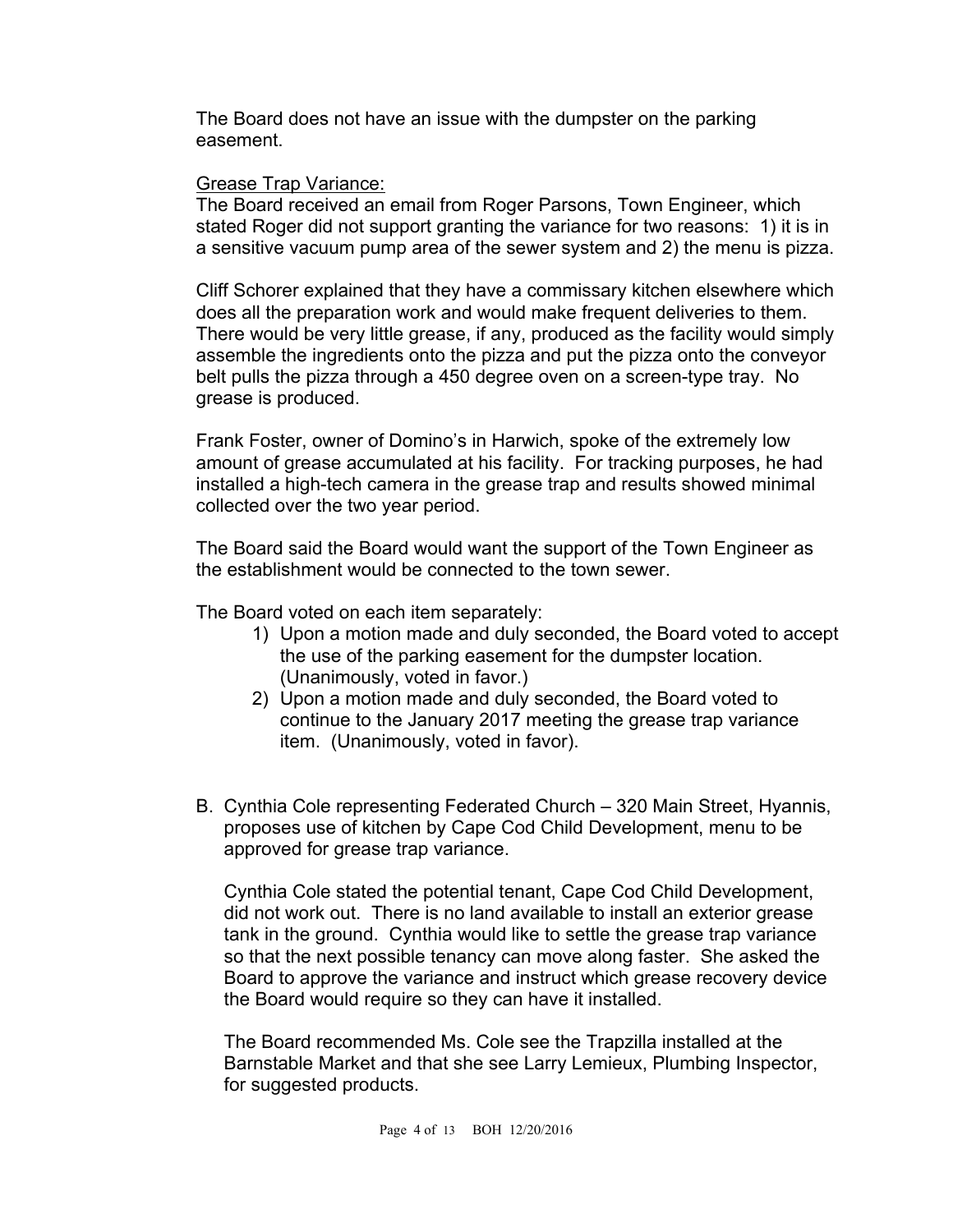The Board does not have an issue with the dumpster on the parking easement.

<u>Grease Trap Variance:</u>
The Board received an email from Roger Parsons, Town Engineer, which stated Roger did not support granting the variance for two reasons: 1) it is in a sensitive vacuum pump area of the sewer system and 2) the menu is pizza.

Cliff Schorer explained that they have a commissary kitchen elsewhere which does all the preparation work and would make frequent deliveries to them. There would be very little grease, if any, produced as the facility would simply assemble the ingredients onto the pizza and put the pizza onto the conveyor belt pulls the pizza through a 450 degree oven on a screen-type tray. No grease is produced.

Frank Foster, owner of Domino's in Harwich, spoke of the extremely low amount of grease accumulated at his facility. For tracking purposes, he had installed a high-tech camera in the grease trap and results showed minimal collected over the two year period.

The Board said the Board would want the support of the Town Engineer as the establishment would be connected to the town sewer.

The Board voted on each item separately:

1) Upon a motion made and duly seconded, the Board voted to accept the use of the parking easement for the dumpster location. (Unanimously, voted in favor.)
2) Upon a motion made and duly seconded, the Board voted to continue to the January 2017 meeting the grease trap variance item. (Unanimously, voted in favor).

B. Cynthia Cole representing Federated Church – 320 Main Street, Hyannis, proposes use of kitchen by Cape Cod Child Development, menu to be approved for grease trap variance.

   Cynthia Cole stated the potential tenant, Cape Cod Child Development, did not work out. There is no land available to install an exterior grease tank in the ground. Cynthia would like to settle the grease trap variance so that the next possible tenancy can move along faster. She asked the Board to approve the variance and instruct which grease recovery device the Board would require so they can have it installed.

   The Board recommended Ms. Cole see the Trapzilla installed at the Barnstable Market and that she see Larry Lemieux, Plumbing Inspector, for suggested products.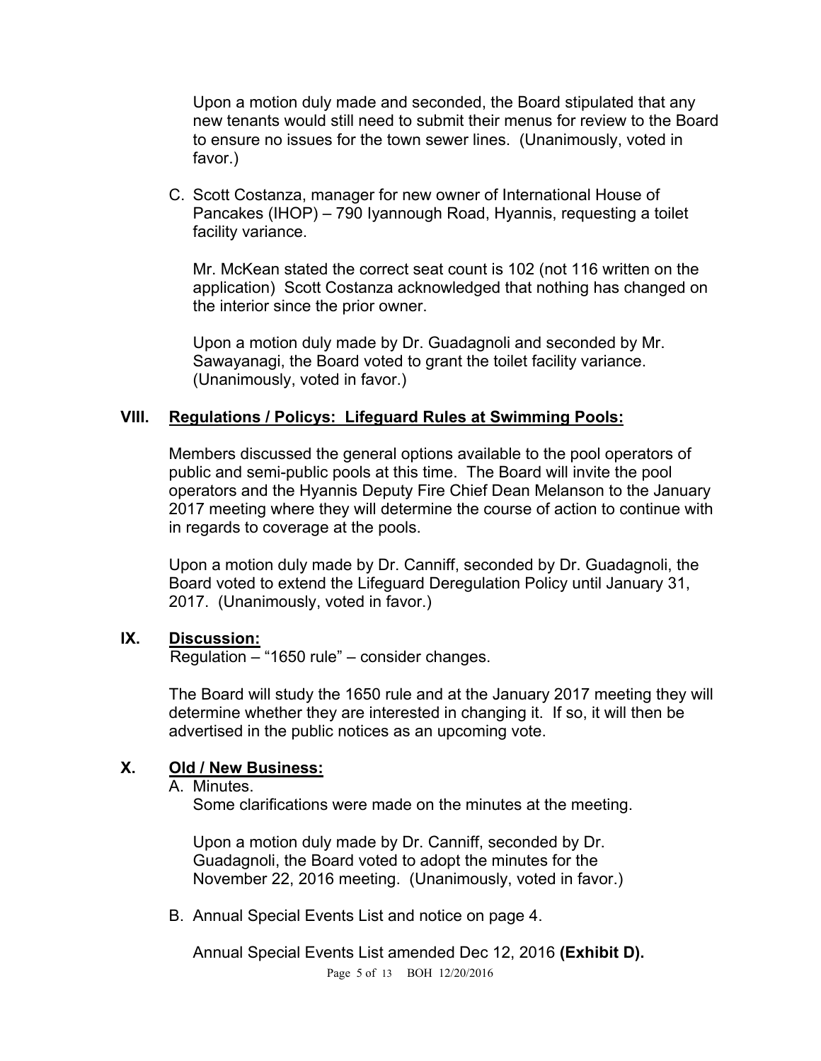Upon a motion duly made and seconded, the Board stipulated that any new tenants would still need to submit their menus for review to the Board to ensure no issues for the town sewer lines. (Unanimously, voted in favor.)

C. Scott Costanza, manager for new owner of International House of Pancakes (IHOP) – 790 Iyannough Road, Hyannis, requesting a toilet facility variance.

Mr. McKean stated the correct seat count is 102 (not 116 written on the application) Scott Costanza acknowledged that nothing has changed on the interior since the prior owner.

Upon a motion duly made by Dr. Guadagnoli and seconded by Mr. Sawayanagi, the Board voted to grant the toilet facility variance. (Unanimously, voted in favor.)

## VIII. Regulations / Policys: Lifeguard Rules at Swimming Pools:

Members discussed the general options available to the pool operators of public and semi-public pools at this time. The Board will invite the pool operators and the Hyannis Deputy Fire Chief Dean Melanson to the January 2017 meeting where they will determine the course of action to continue with in regards to coverage at the pools.

Upon a motion duly made by Dr. Canniff, seconded by Dr. Guadagnoli, the Board voted to extend the Lifeguard Deregulation Policy until January 31, 2017. (Unanimously, voted in favor.)

## IX. Discussion:

Regulation – "1650 rule" – consider changes.

The Board will study the 1650 rule and at the January 2017 meeting they will determine whether they are interested in changing it. If so, it will then be advertised in the public notices as an upcoming vote.

## X. Old / New Business:

A. Minutes.
Some clarifications were made on the minutes at the meeting.

Upon a motion duly made by Dr. Canniff, seconded by Dr. Guadagnoli, the Board voted to adopt the minutes for the November 22, 2016 meeting. (Unanimously, voted in favor.)

B. Annual Special Events List and notice on page 4.

Annual Special Events List amended Dec 12, 2016 **(Exhibit D).**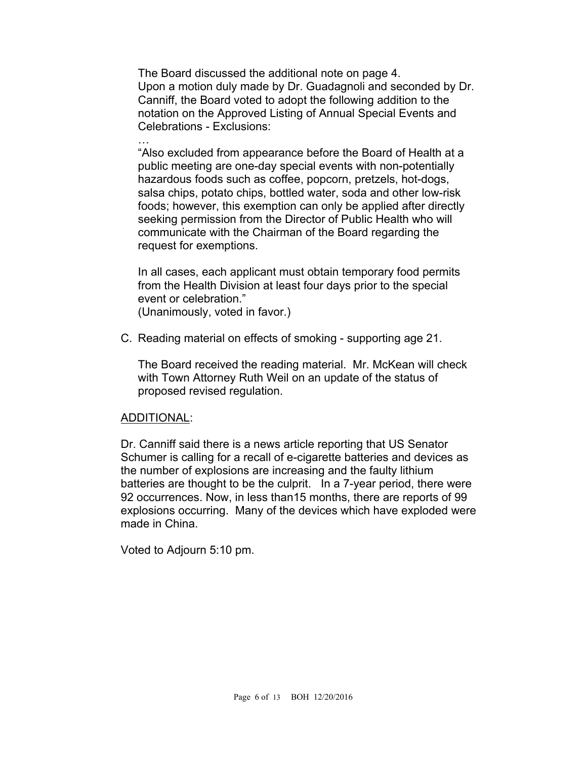The Board discussed the additional note on page 4.
Upon a motion duly made by Dr. Guadagnoli and seconded by Dr. Canniff, the Board voted to adopt the following addition to the notation on the Approved Listing of Annual Special Events and Celebrations - Exclusions:

…

"Also excluded from appearance before the Board of Health at a public meeting are one-day special events with non-potentially hazardous foods such as coffee, popcorn, pretzels, hot-dogs, salsa chips, potato chips, bottled water, soda and other low-risk foods; however, this exemption can only be applied after directly seeking permission from the Director of Public Health who will communicate with the Chairman of the Board regarding the request for exemptions.

In all cases, each applicant must obtain temporary food permits from the Health Division at least four days prior to the special event or celebration."
(Unanimously, voted in favor.)

C. Reading material on effects of smoking - supporting age 21.

The Board received the reading material. Mr. McKean will check with Town Attorney Ruth Weil on an update of the status of proposed revised regulation.

<u>ADDITIONAL</u>:

Dr. Canniff said there is a news article reporting that US Senator Schumer is calling for a recall of e-cigarette batteries and devices as the number of explosions are increasing and the faulty lithium batteries are thought to be the culprit. In a 7-year period, there were 92 occurrences. Now, in less than15 months, there are reports of 99 explosions occurring. Many of the devices which have exploded were made in China.

Voted to Adjourn 5:10 pm.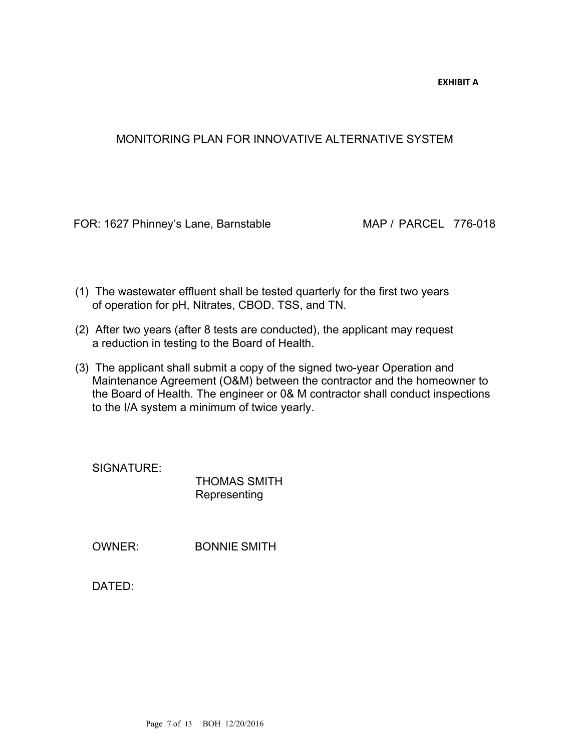**EXHIBIT A**

# MONITORING PLAN FOR INNOVATIVE ALTERNATIVE SYSTEM

FOR: 1627 Phinney's Lane, Barnstable MAP / PARCEL 776-018

(1) The wastewater effluent shall be tested quarterly for the first two years of operation for pH, Nitrates, CBOD. TSS, and TN.

(2) After two years (after 8 tests are conducted), the applicant may request a reduction in testing to the Board of Health.

(3) The applicant shall submit a copy of the signed two-year Operation and Maintenance Agreement (O&M) between the contractor and the homeowner to the Board of Health. The engineer or 0& M contractor shall conduct inspections to the I/A system a minimum of twice yearly.

SIGNATURE:

THOMAS SMITH
Representing

OWNER: BONNIE SMITH

DATED: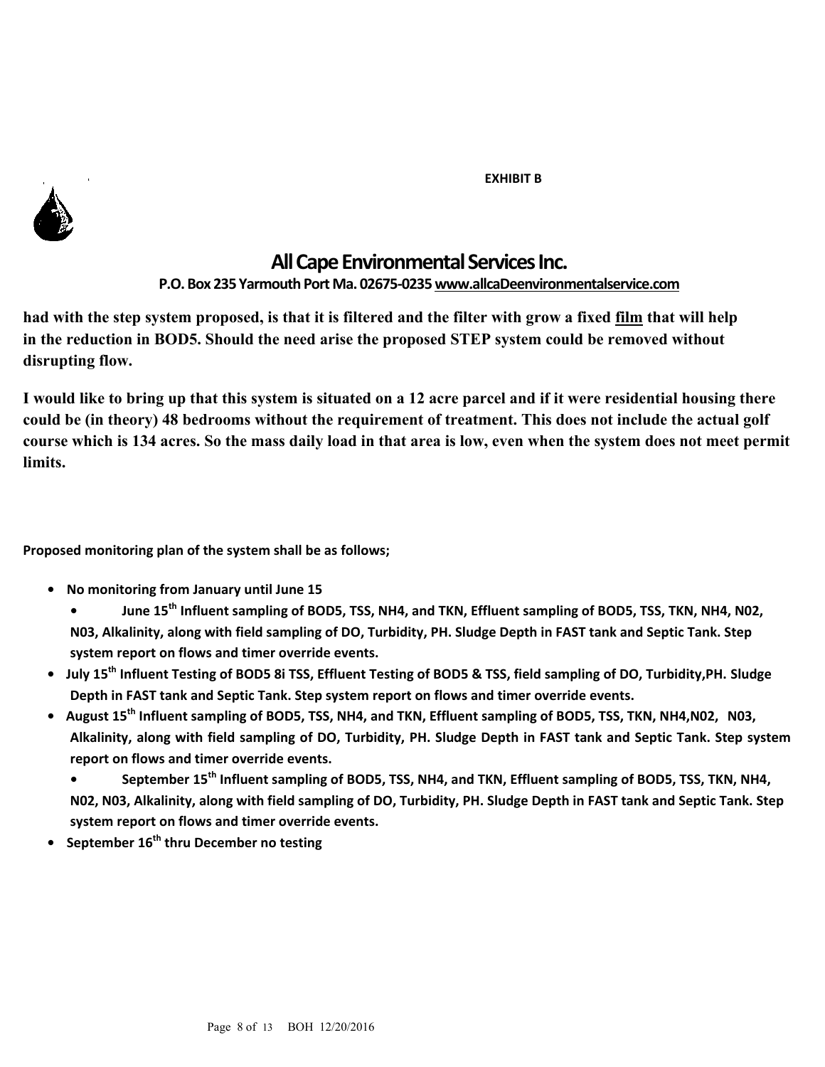**EXHIBIT B**

## All Cape Environmental Services Inc.

**P.O. Box 235 Yarmouth Port Ma. 02675-0235 www.allcaDeenvironmentalservice.com**

**had with the step system proposed, is that it is filtered and the filter with grow a fixed film that will help in the reduction in BOD5. Should the need arise the proposed STEP system could be removed without disrupting flow.**

**I would like to bring up that this system is situated on a 12 acre parcel and if it were residential housing there could be (in theory) 48 bedrooms without the requirement of treatment. This does not include the actual golf course which is 134 acres. So the mass daily load in that area is low, even when the system does not meet permit limits.**

**Proposed monitoring plan of the system shall be as follows;**

- **No monitoring from January until June 15**
  - **June 15th Influent sampling of BOD5, TSS, NH4, and TKN, Effluent sampling of BOD5, TSS, TKN, NH4, N02, N03, Alkalinity, along with field sampling of DO, Turbidity, PH. Sludge Depth in FAST tank and Septic Tank. Step system report on flows and timer override events.**
- **July 15th Influent Testing of BOD5 8i TSS, Effluent Testing of BOD5 & TSS, field sampling of DO, Turbidity,PH. Sludge Depth in FAST tank and Septic Tank. Step system report on flows and timer override events.**
- **August 15th Influent sampling of BOD5, TSS, NH4, and TKN, Effluent sampling of BOD5, TSS, TKN, NH4,N02, N03, Alkalinity, along with field sampling of DO, Turbidity, PH. Sludge Depth in FAST tank and Septic Tank. Step system report on flows and timer override events.**
  - **September 15th Influent sampling of BOD5, TSS, NH4, and TKN, Effluent sampling of BOD5, TSS, TKN, NH4, N02, N03, Alkalinity, along with field sampling of DO, Turbidity, PH. Sludge Depth in FAST tank and Septic Tank. Step system report on flows and timer override events.**
- **September 16th thru December no testing**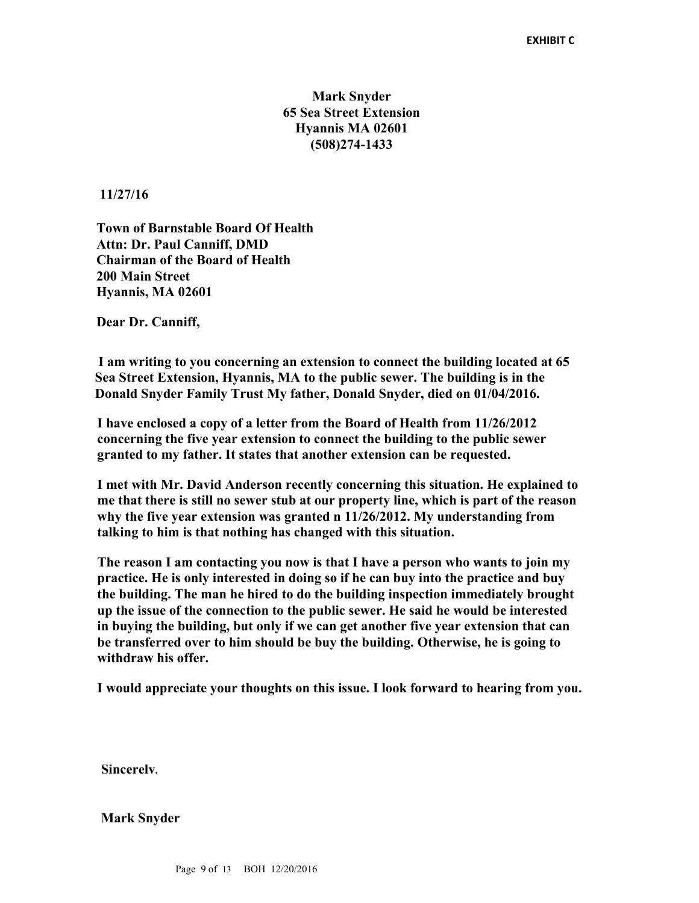**EXHIBIT C**

**Mark Snyder**
**65 Sea Street Extension**
**Hyannis MA 02601**
**(508)274-1433**

**11/27/16**

**Town of Barnstable Board Of Health**
**Attn: Dr. Paul Canniff, DMD**
**Chairman of the Board of Health**
**200 Main Street**
**Hyannis, MA 02601**

**Dear Dr. Canniff,**

**I am writing to you concerning an extension to connect the building located at 65 Sea Street Extension, Hyannis, MA to the public sewer. The building is in the Donald Snyder Family Trust My father, Donald Snyder, died on 01/04/2016.**

**I have enclosed a copy of a letter from the Board of Health from 11/26/2012 concerning the five year extension to connect the building to the public sewer granted to my father. It states that another extension can be requested.**

**I met with Mr. David Anderson recently concerning this situation. He explained to me that there is still no sewer stub at our property line, which is part of the reason why the five year extension was granted n 11/26/2012. My understanding from talking to him is that nothing has changed with this situation.**

**The reason I am contacting you now is that I have a person who wants to join my practice. He is only interested in doing so if he can buy into the practice and buy the building. The man he hired to do the building inspection immediately brought up the issue of the connection to the public sewer. He said he would be interested in buying the building, but only if we can get another five year extension that can be transferred over to him should be buy the building. Otherwise, he is going to withdraw his offer.**

**I would appreciate your thoughts on this issue. I look forward to hearing from you.**

**Sincerelv.**

**Mark Snyder**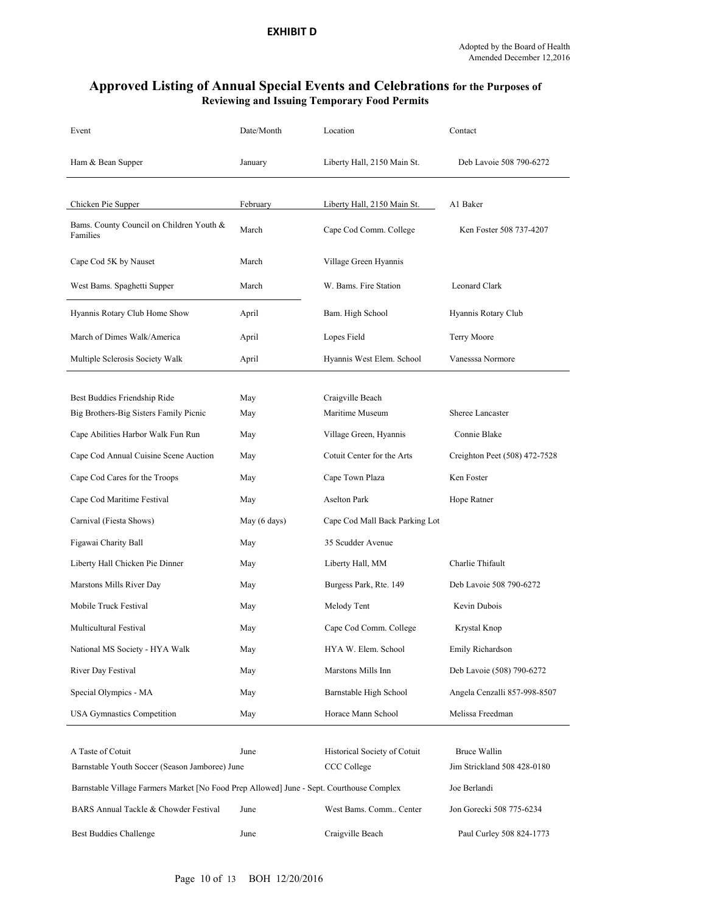**EXHIBIT D**

Adopted by the Board of Health
Amended December 12,2016

## Approved Listing of Annual Special Events and Celebrations for the Purposes of Reviewing and Issuing Temporary Food Permits

| Event | Date/Month | Location | Contact |
|---|---|---|---|
| Ham & Bean Supper | January | Liberty Hall, 2150 Main St. | Deb Lavoie 508 790-6272 |
| Chicken Pie Supper | February | Liberty Hall, 2150 Main St. | Al Baker |
| Bams. County Council on Children Youth & Families | March | Cape Cod Comm. College | Ken Foster 508 737-4207 |
| Cape Cod 5K by Nauset | March | Village Green Hyannis | |
| West Bams. Spaghetti Supper | March | W. Bams. Fire Station | Leonard Clark |
| Hyannis Rotary Club Home Show | April | Bam. High School | Hyannis Rotary Club |
| March of Dimes Walk/America | April | Lopes Field | Terry Moore |
| Multiple Sclerosis Society Walk | April | Hyannis West Elem. School | Vanesssa Normore |
| Best Buddies Friendship Ride | May | Craigville Beach | |
| Big Brothers-Big Sisters Family Picnic | May | Maritime Museum | Sheree Lancaster |
| Cape Abilities Harbor Walk Fun Run | May | Village Green, Hyannis | Connie Blake |
| Cape Cod Annual Cuisine Scene Auction | May | Cotuit Center for the Arts | Creighton Peet (508) 472-7528 |
| Cape Cod Cares for the Troops | May | Cape Town Plaza | Ken Foster |
| Cape Cod Maritime Festival | May | Aselton Park | Hope Ratner |
| Carnival (Fiesta Shows) | May (6 days) | Cape Cod Mall Back Parking Lot | |
| Figawai Charity Ball | May | 35 Scudder Avenue | |
| Liberty Hall Chicken Pie Dinner | May | Liberty Hall, MM | Charlie Thifault |
| Marstons Mills River Day | May | Burgess Park, Rte. 149 | Deb Lavoie 508 790-6272 |
| Mobile Truck Festival | May | Melody Tent | Kevin Dubois |
| Multicultural Festival | May | Cape Cod Comm. College | Krystal Knop |
| National MS Society - HYA Walk | May | HYA W. Elem. School | Emily Richardson |
| River Day Festival | May | Marstons Mills Inn | Deb Lavoie (508) 790-6272 |
| Special Olympics - MA | May | Barnstable High School | Angela Cenzalli 857-998-8507 |
| USA Gymnastics Competition | May | Horace Mann School | Melissa Freedman |
| A Taste of Cotuit | June | Historical Society of Cotuit | Bruce Wallin |
| Barnstable Youth Soccer (Season Jamboree) | June | CCC College | Jim Strickland 508 428-0180 |
| Barnstable Village Farmers Market [No Food Prep Allowed] | June - Sept. | Courthouse Complex | Joe Berlandi |
| BARS Annual Tackle & Chowder Festival | June | West Bams. Comm.. Center | Jon Gorecki 508 775-6234 |
| Best Buddies Challenge | June | Craigville Beach | Paul Curley 508 824-1773 |

BOH 12/20/2016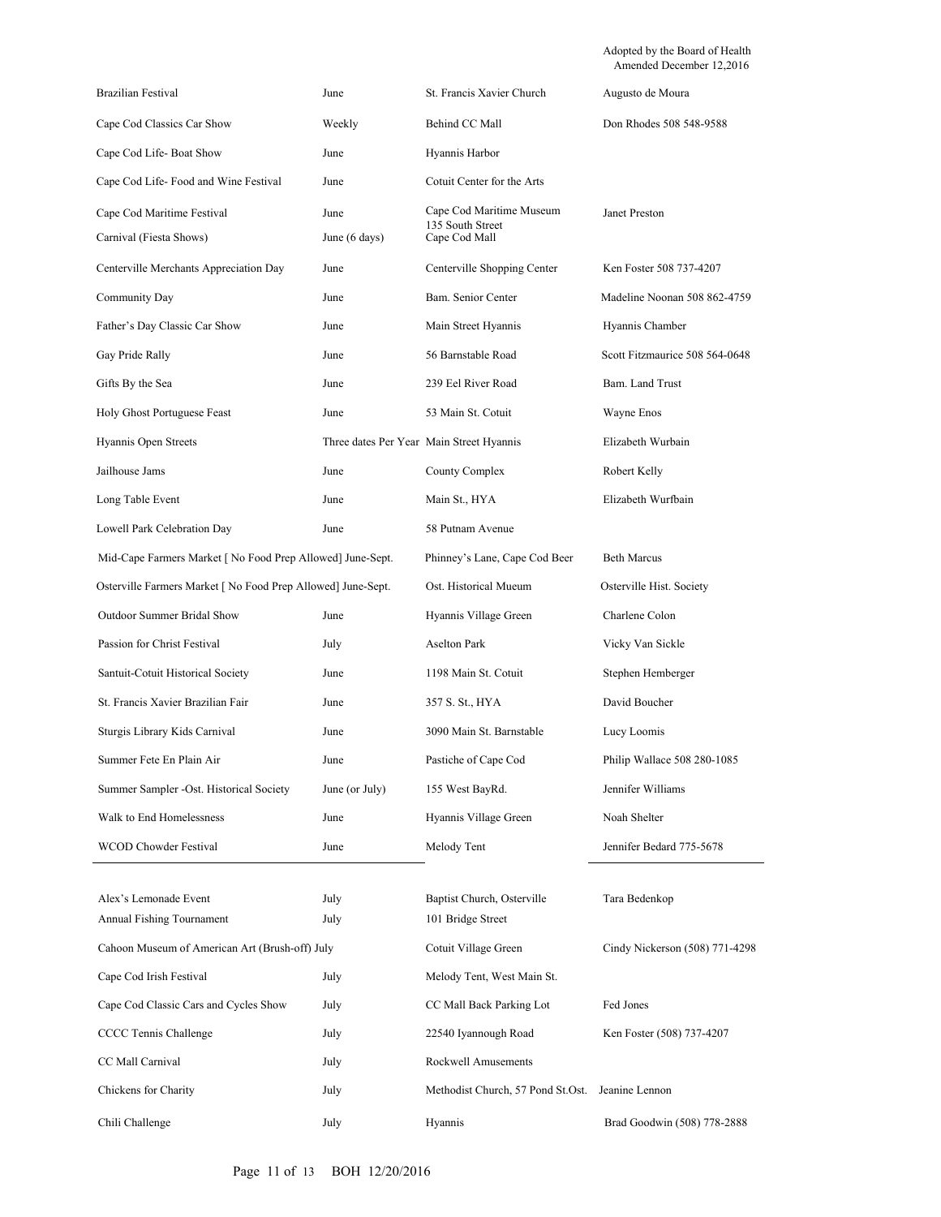Adopted by the Board of Health
Amended December 12,2016

| | | | |
|---|---|---|---|
| Brazilian Festival | June | St. Francis Xavier Church | Augusto de Moura |
| Cape Cod Classics Car Show | Weekly | Behind CC Mall | Don Rhodes 508 548-9588 |
| Cape Cod Life- Boat Show | June | Hyannis Harbor | |
| Cape Cod Life- Food and Wine Festival | June | Cotuit Center for the Arts | |
| Cape Cod Maritime Festival | June | Cape Cod Maritime Museum 135 South Street | Janet Preston |
| Carnival (Fiesta Shows) | June (6 days) | Cape Cod Mall | |
| Centerville Merchants Appreciation Day | June | Centerville Shopping Center | Ken Foster 508 737-4207 |
| Community Day | June | Bam. Senior Center | Madeline Noonan 508 862-4759 |
| Father's Day Classic Car Show | June | Main Street Hyannis | Hyannis Chamber |
| Gay Pride Rally | June | 56 Barnstable Road | Scott Fitzmaurice 508 564-0648 |
| Gifts By the Sea | June | 239 Eel River Road | Bam. Land Trust |
| Holy Ghost Portuguese Feast | June | 53 Main St. Cotuit | Wayne Enos |
| Hyannis Open Streets | Three dates Per Year | Main Street Hyannis | Elizabeth Wurbain |
| Jailhouse Jams | June | County Complex | Robert Kelly |
| Long Table Event | June | Main St., HYA | Elizabeth Wurfbain |
| Lowell Park Celebration Day | June | 58 Putnam Avenue | |
| Mid-Cape Farmers Market [ No Food Prep Allowed] | June-Sept. | Phinney's Lane, Cape Cod Beer | Beth Marcus |
| Osterville Farmers Market [ No Food Prep Allowed] | June-Sept. | Ost. Historical Mueum | Osterville Hist. Society |
| Outdoor Summer Bridal Show | June | Hyannis Village Green | Charlene Colon |
| Passion for Christ Festival | July | Aselton Park | Vicky Van Sickle |
| Santuit-Cotuit Historical Society | June | 1198 Main St. Cotuit | Stephen Hemberger |
| St. Francis Xavier Brazilian Fair | June | 357 S. St., HYA | David Boucher |
| Sturgis Library Kids Carnival | June | 3090 Main St. Barnstable | Lucy Loomis |
| Summer Fete En Plain Air | June | Pastiche of Cape Cod | Philip Wallace 508 280-1085 |
| Summer Sampler -Ost. Historical Society | June (or July) | 155 West BayRd. | Jennifer Williams |
| Walk to End Homelessness | June | Hyannis Village Green | Noah Shelter |
| WCOD Chowder Festival | June | Melody Tent | Jennifer Bedard 775-5678 |

| | | | |
|---|---|---|---|
| Alex's Lemonade Event | July | Baptist Church, Osterville | Tara Bedenkop |
| Annual Fishing Tournament | July | 101 Bridge Street | |
| Cahoon Museum of American Art (Brush-off) | July | Cotuit Village Green | Cindy Nickerson (508) 771-4298 |
| Cape Cod Irish Festival | July | Melody Tent, West Main St. | |
| Cape Cod Classic Cars and Cycles Show | July | CC Mall Back Parking Lot | Fed Jones |
| CCCC Tennis Challenge | July | 22540 Iyannough Road | Ken Foster (508) 737-4207 |
| CC Mall Carnival | July | Rockwell Amusements | |
| Chickens for Charity | July | Methodist Church, 57 Pond St.Ost. | Jeanine Lennon |
| Chili Challenge | July | Hyannis | Brad Goodwin (508) 778-2888 |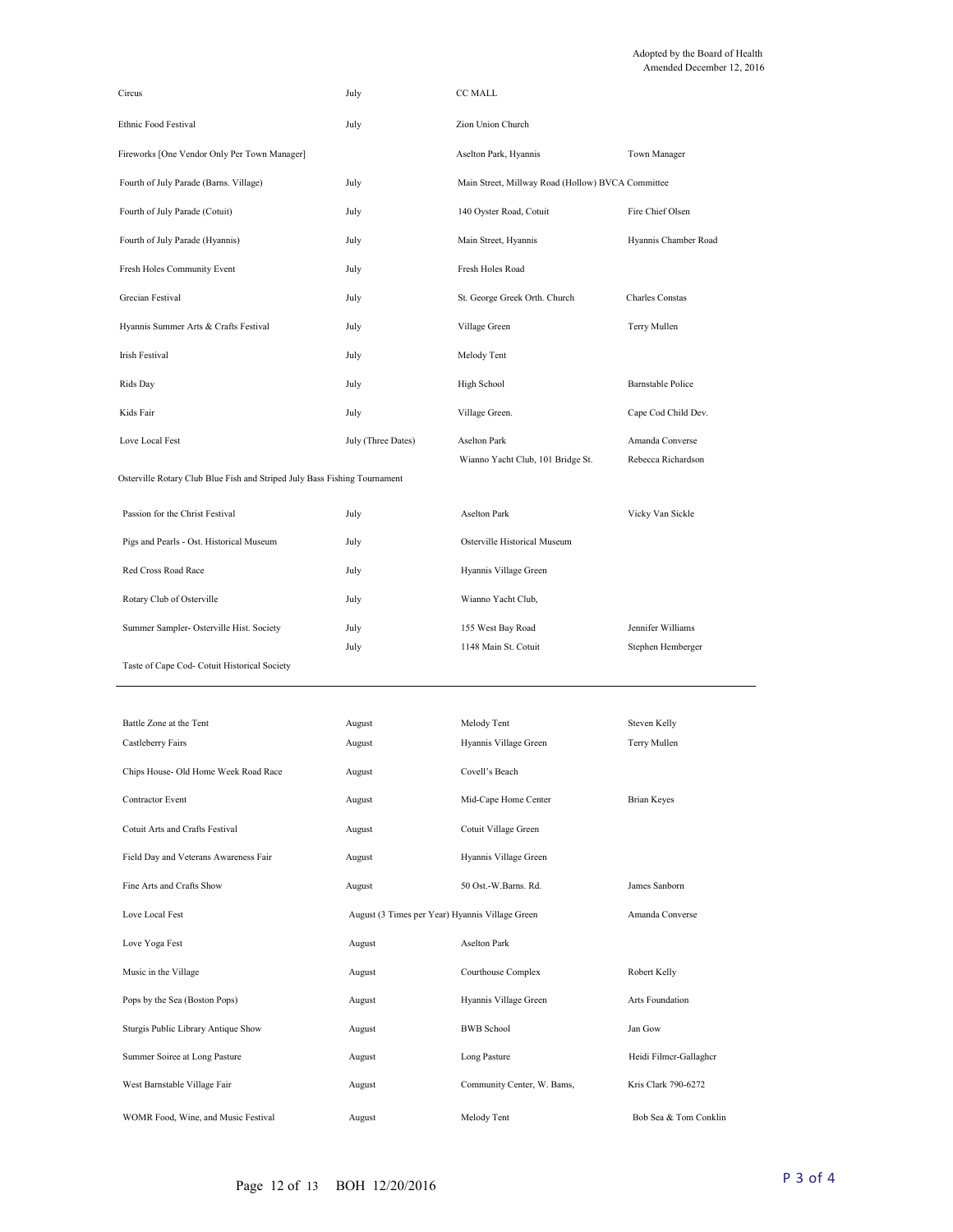Adopted by the Board of Health
Amended December 12, 2016

| | | | |
|---|---|---|---|
| Circus | July | CC MALL | |
| Ethnic Food Festival | July | Zion Union Church | |
| Fireworks [One Vendor Only Per Town Manager] | | Aselton Park, Hyannis | Town Manager |
| Fourth of July Parade (Barns. Village) | July | Main Street, Millway Road (Hollow) BVCA Committee | |
| Fourth of July Parade (Cotuit) | July | 140 Oyster Road, Cotuit | Fire Chief Olsen |
| Fourth of July Parade (Hyannis) | July | Main Street, Hyannis | Hyannis Chamber Road |
| Fresh Holes Community Event | July | Fresh Holes Road | |
| Grecian Festival | July | St. George Greek Orth. Church | Charles Constas |
| Hyannis Summer Arts & Crafts Festival | July | Village Green | Terry Mullen |
| Irish Festival | July | Melody Tent | |
| Rids Day | July | High School | Barnstable Police |
| Kids Fair | July | Village Green. | Cape Cod Child Dev. |
| Love Local Fest | July (Three Dates) | Aselton Park | Amanda Converse |
| Osterville Rotary Club Blue Fish and Striped July Bass Fishing Tournament | | Wianno Yacht Club, 101 Bridge St. | Rebecca Richardson |
| Passion for the Christ Festival | July | Aselton Park | Vicky Van Sickle |
| Pigs and Pearls - Ost. Historical Museum | July | Osterville Historical Museum | |
| Red Cross Road Race | July | Hyannis Village Green | |
| Rotary Club of Osterville | July | Wianno Yacht Club, | |
| Summer Sampler- Osterville Hist. Society | July | 155 West Bay Road | Jennifer Williams |
| Taste of Cape Cod- Cotuit Historical Society | July | 1148 Main St. Cotuit | Stephen Hemberger |

| | | | |
|---|---|---|---|
| Battle Zone at the Tent | August | Melody Tent | Steven Kelly |
| Castleberry Fairs | August | Hyannis Village Green | Terry Mullen |
| Chips House- Old Home Week Road Race | August | Covell's Beach | |
| Contractor Event | August | Mid-Cape Home Center | Brian Keyes |
| Cotuit Arts and Crafts Festival | August | Cotuit Village Green | |
| Field Day and Veterans Awareness Fair | August | Hyannis Village Green | |
| Fine Arts and Crafts Show | August | 50 Ost.-W.Barns. Rd. | James Sanborn |
| Love Local Fest | August (3 Times per Year) | Hyannis Village Green | Amanda Converse |
| Love Yoga Fest | August | Aselton Park | |
| Music in the Village | August | Courthouse Complex | Robert Kelly |
| Pops by the Sea (Boston Pops) | August | Hyannis Village Green | Arts Foundation |
| Sturgis Public Library Antique Show | August | BWB School | Jan Gow |
| Summer Soiree at Long Pasture | August | Long Pasture | Heidi Filmer-Gallagher |
| West Barnstable Village Fair | August | Community Center, W. Barns, | Kris Clark 790-6272 |
| WOMR Food, Wine, and Music Festival | August | Melody Tent | Bob Sea & Tom Conklin |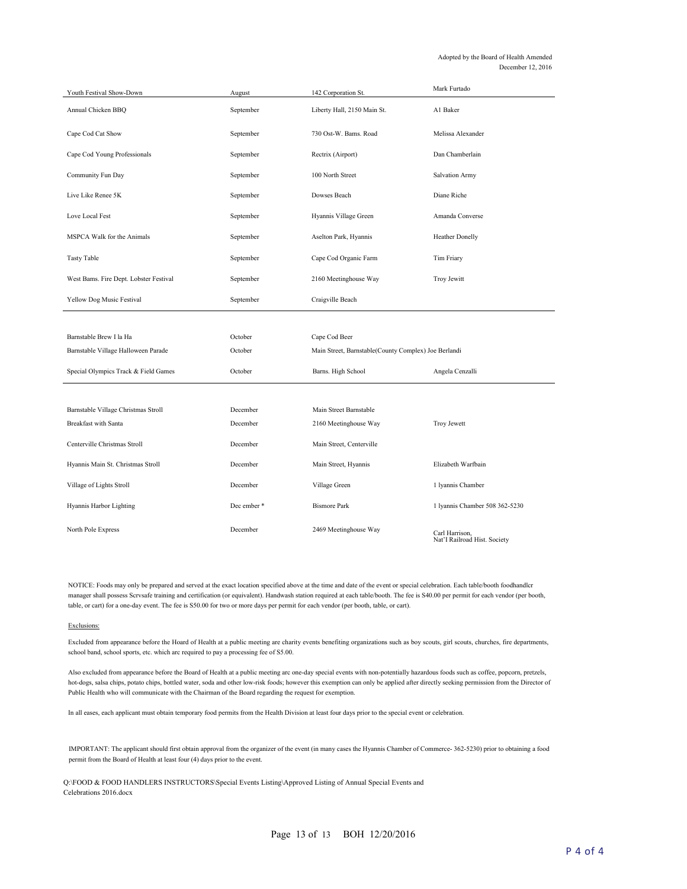Adopted by the Board of Health Amended
December 12, 2016

| | | | |
|---|---|---|---|
| Youth Festival Show-Down | August | 142 Corporation St. | Mark Furtado |
| Annual Chicken BBQ | September | Liberty Hall, 2150 Main St. | A1 Baker |
| Cape Cod Cat Show | September | 730 Ost-W. Bams. Road | Melissa Alexander |
| Cape Cod Young Professionals | September | Rectrix (Airport) | Dan Chamberlain |
| Community Fun Day | September | 100 North Street | Salvation Army |
| Live Like Renee 5K | September | Dowses Beach | Diane Riche |
| Love Local Fest | September | Hyannis Village Green | Amanda Converse |
| MSPCA Walk for the Animals | September | Aselton Park, Hyannis | Heather Donelly |
| Tasty Table | September | Cape Cod Organic Farm | Tim Friary |
| West Bams. Fire Dept. Lobster Festival | September | 2160 Meetinghouse Way | Troy Jewitt |
| Yellow Dog Music Festival | September | Craigville Beach | |
| Barnstable Brew I la Ha | October | Cape Cod Beer | |
| Barnstable Village Halloween Parade | October | Main Street, Barnstable(County Complex) Joe Berlandi | |
| Special Olympics Track & Field Games | October | Barns. High School | Angela Cenzalli |
| Barnstable Village Christmas Stroll | December | Main Street Barnstable | |
| Breakfast with Santa | December | 2160 Meetinghouse Way | Troy Jewett |
| Centerville Christmas Stroll | December | Main Street, Centerville | |
| Hyannis Main St. Christmas Stroll | December | Main Street, Hyannis | Elizabeth Warfbain |
| Village of Lights Stroll | December | Village Green | 1 lyannis Chamber |
| Hyannis Harbor Lighting | Dec ember * | Bismore Park | 1 lyannis Chamber 508 362-5230 |
| North Pole Express | December | 2469 Meetinghouse Way | Carl Harrison, Nat'I Railroad Hist. Society |

NOTICE: Foods may only be prepared and served at the exact location specified above at the time and date of the event or special celebration. Each table/booth foodhandler manager shall possess Scrvsafe training and certification (or equivalent). Handwash station required at each table/booth. The fee is S40.00 per permit for each vendor (per booth, table, or cart) for a one-day event. The fee is S50.00 for two or more days per permit for each vendor (per booth, table, or cart).

Exclusions:

Excluded from appearance before the Hoard of Health at a public meeting are charity events benefiting organizations such as boy scouts, girl scouts, churches, fire departments, school band, school sports, etc. which arc required to pay a processing fee of S5.00.

Also excluded from appearance before the Board of Health at a public meeting arc one-day special events with non-potentially hazardous foods such as coffee, popcorn, pretzels, hot-dogs, salsa chips, potato chips, bottled water, soda and other low-risk foods; however this exemption can only be applied after directly seeking permission from the Director of Public Health who will communicate with the Chairman of the Board regarding the request for exemption.

In all eases, each applicant must obtain temporary food permits from the Health Division at least four days prior to the special event or celebration.

IMPORTANT: The applicant should first obtain approval from the organizer of the event (in many cases the Hyannis Chamber of Commerce- 362-5230) prior to obtaining a food permit from the Board of Health at least four (4) days prior to the event.

Q:\FOOD & FOOD HANDLERS INSTRUCTORS\Special Events Listing\Approved Listing of Annual Special Events and Celebrations 2016.docx